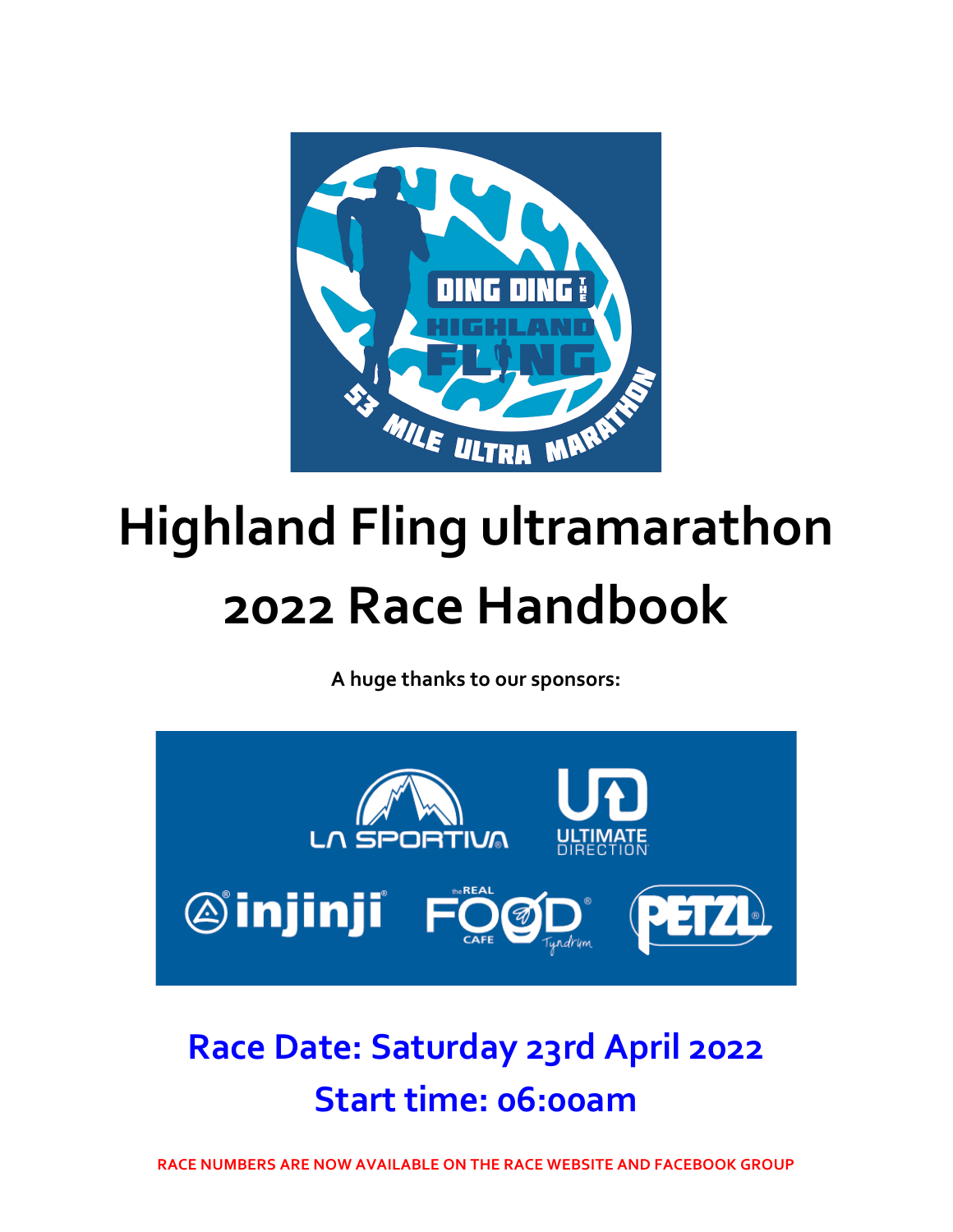# Highland Fling ultramarathon 2022 Race Handbook

**A huge thanks to our sponsors:**

## Race Date: Saturday 23rd April 2022

## Start time: 06:00am

**RACE NUMBERS ARE NOW AVAILABLE ON THE RACE WEBSITE AND FACEBOOK GROUP**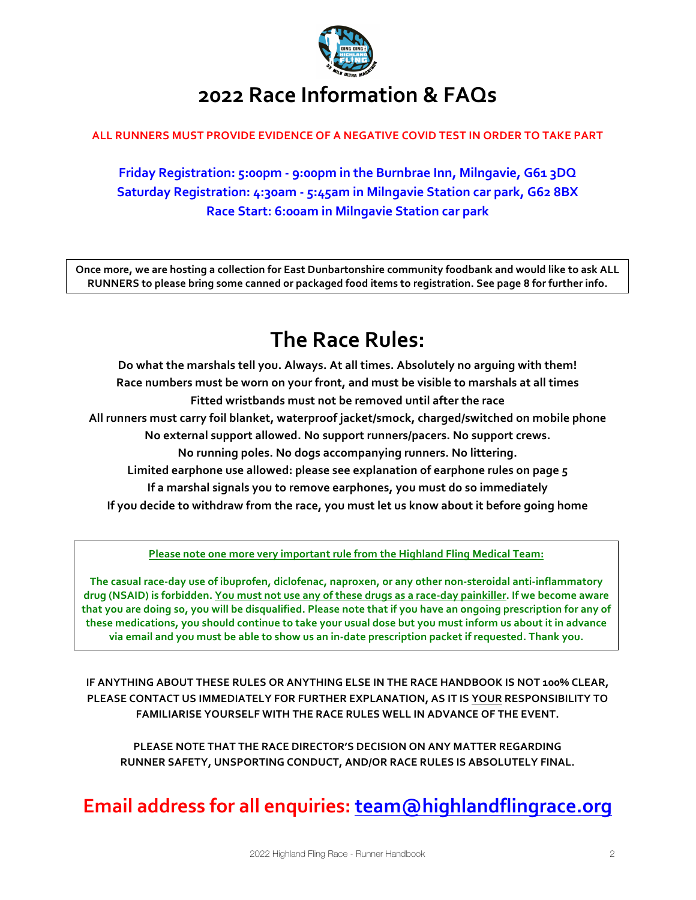# 2022 Race Information & FAQs

**ALL RUNNERS MUST PROVIDE EVIDENCE OF A NEGATIVE COVID TEST IN ORDER TO TAKE PART**

**Friday Registration: 5:00pm - 9:00pm in the Burnbrae Inn, Milngavie, G61 3DQ**
**Saturday Registration: 4:30am - 5:45am in Milngavie Station car park, G62 8BX**
**Race Start: 6:00am in Milngavie Station car park**

**Once more, we are hosting a collection for East Dunbartonshire community foodbank and would like to ask ALL RUNNERS to please bring some canned or packaged food items to registration. See page 8 for further info.**

## The Race Rules:

**Do what the marshals tell you. Always. At all times. Absolutely no arguing with them!**
**Race numbers must be worn on your front, and must be visible to marshals at all times**
**Fitted wristbands must not be removed until after the race**
**All runners must carry foil blanket, waterproof jacket/smock, charged/switched on mobile phone**
**No external support allowed. No support runners/pacers. No support crews.**
**No running poles. No dogs accompanying runners. No littering.**
**Limited earphone use allowed: please see explanation of earphone rules on page 5**
**If a marshal signals you to remove earphones, you must do so immediately**
**If you decide to withdraw from the race, you must let us know about it before going home**

**Please note one more very important rule from the Highland Fling Medical Team:**

**The casual race-day use of ibuprofen, diclofenac, naproxen, or any other non-steroidal anti-inflammatory drug (NSAID) is forbidden. You must not use any of these drugs as a race-day painkiller. If we become aware that you are doing so, you will be disqualified. Please note that if you have an ongoing prescription for any of these medications, you should continue to take your usual dose but you must inform us about it in advance via email and you must be able to show us an in-date prescription packet if requested. Thank you.**

**IF ANYTHING ABOUT THESE RULES OR ANYTHING ELSE IN THE RACE HANDBOOK IS NOT 100% CLEAR, PLEASE CONTACT US IMMEDIATELY FOR FURTHER EXPLANATION, AS IT IS YOUR RESPONSIBILITY TO FAMILIARISE YOURSELF WITH THE RACE RULES WELL IN ADVANCE OF THE EVENT.**

**PLEASE NOTE THAT THE RACE DIRECTOR'S DECISION ON ANY MATTER REGARDING RUNNER SAFETY, UNSPORTING CONDUCT, AND/OR RACE RULES IS ABSOLUTELY FINAL.**

## Email address for all enquiries: team@highlandflingrace.org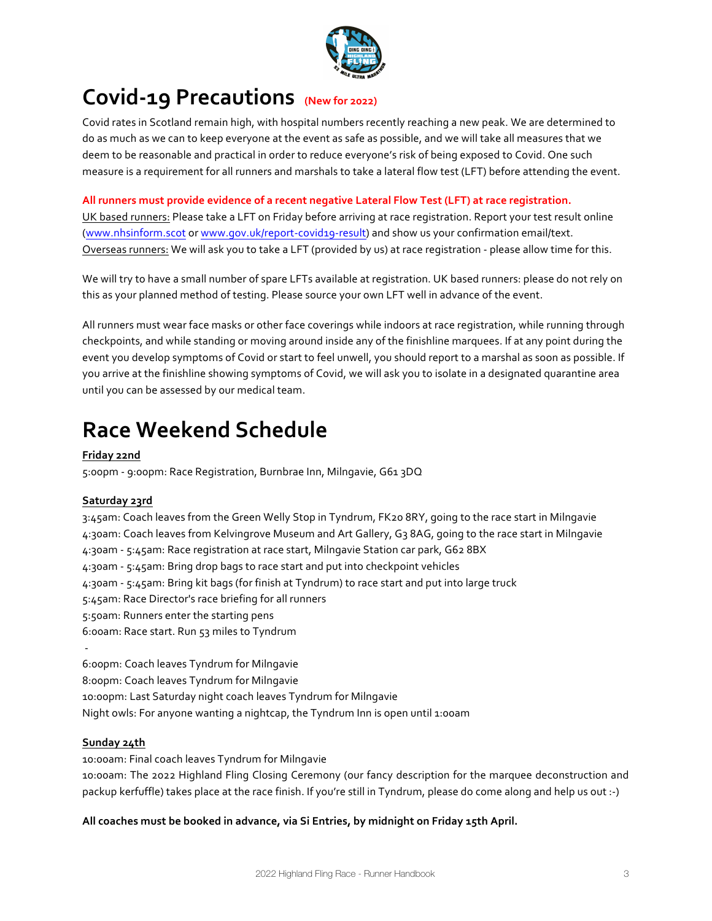# Covid-19 Precautions (New for 2022)

Covid rates in Scotland remain high, with hospital numbers recently reaching a new peak. We are determined to do as much as we can to keep everyone at the event as safe as possible, and we will take all measures that we deem to be reasonable and practical in order to reduce everyone's risk of being exposed to Covid. One such measure is a requirement for all runners and marshals to take a lateral flow test (LFT) before attending the event.

**All runners must provide evidence of a recent negative Lateral Flow Test (LFT) at race registration.**

UK based runners: Please take a LFT on Friday before arriving at race registration. Report your test result online (www.nhsinform.scot or www.gov.uk/report-covid19-result) and show us your confirmation email/text.

Overseas runners: We will ask you to take a LFT (provided by us) at race registration - please allow time for this.

We will try to have a small number of spare LFTs available at registration. UK based runners: please do not rely on this as your planned method of testing. Please source your own LFT well in advance of the event.

All runners must wear face masks or other face coverings while indoors at race registration, while running through checkpoints, and while standing or moving around inside any of the finishline marquees. If at any point during the event you develop symptoms of Covid or start to feel unwell, you should report to a marshal as soon as possible. If you arrive at the finishline showing symptoms of Covid, we will ask you to isolate in a designated quarantine area until you can be assessed by our medical team.

# Race Weekend Schedule

**Friday 22nd**

5:00pm - 9:00pm: Race Registration, Burnbrae Inn, Milngavie, G61 3DQ

**Saturday 23rd**

3:45am: Coach leaves from the Green Welly Stop in Tyndrum, FK20 8RY, going to the race start in Milngavie
4:30am: Coach leaves from Kelvingrove Museum and Art Gallery, G3 8AG, going to the race start in Milngavie
4:30am - 5:45am: Race registration at race start, Milngavie Station car park, G62 8BX
4:30am - 5:45am: Bring drop bags to race start and put into checkpoint vehicles
4:30am - 5:45am: Bring kit bags (for finish at Tyndrum) to race start and put into large truck
5:45am: Race Director's race briefing for all runners
5:50am: Runners enter the starting pens
6:00am: Race start. Run 53 miles to Tyndrum
-
6:00pm: Coach leaves Tyndrum for Milngavie
8:00pm: Coach leaves Tyndrum for Milngavie
10:00pm: Last Saturday night coach leaves Tyndrum for Milngavie
Night owls: For anyone wanting a nightcap, the Tyndrum Inn is open until 1:00am

**Sunday 24th**

10:00am: Final coach leaves Tyndrum for Milngavie
10:00am: The 2022 Highland Fling Closing Ceremony (our fancy description for the marquee deconstruction and packup kerfuffle) takes place at the race finish. If you're still in Tyndrum, please do come along and help us out :-)

**All coaches must be booked in advance, via Si Entries, by midnight on Friday 15th April.**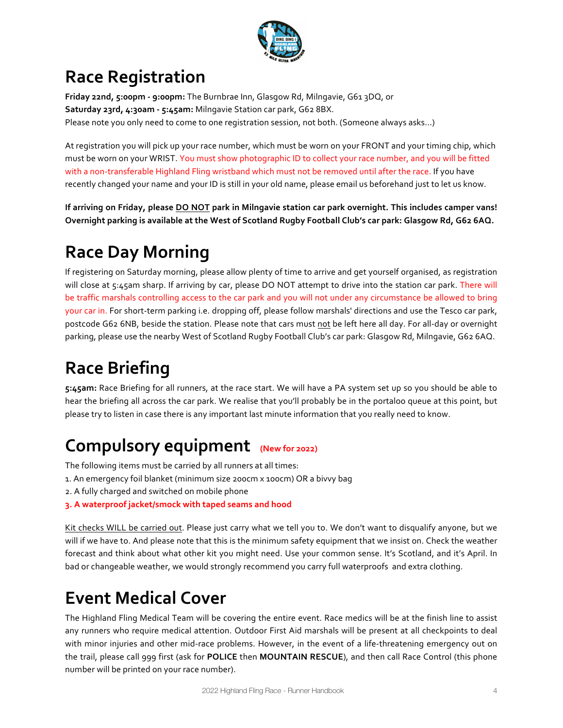# Race Registration

**Friday 22nd, 5:00pm - 9:00pm:** The Burnbrae Inn, Glasgow Rd, Milngavie, G61 3DQ, or
**Saturday 23rd, 4:30am - 5:45am:** Milngavie Station car park, G62 8BX.
Please note you only need to come to one registration session, not both. (Someone always asks...)

At registration you will pick up your race number, which must be worn on your FRONT and your timing chip, which must be worn on your WRIST. You must show photographic ID to collect your race number, and you will be fitted with a non-transferable Highland Fling wristband which must not be removed until after the race. If you have recently changed your name and your ID is still in your old name, please email us beforehand just to let us know.

**If arriving on Friday, please DO NOT park in Milngavie station car park overnight. This includes camper vans! Overnight parking is available at the West of Scotland Rugby Football Club's car park: Glasgow Rd, G62 6AQ.**

# Race Day Morning

If registering on Saturday morning, please allow plenty of time to arrive and get yourself organised, as registration will close at 5:45am sharp. If arriving by car, please DO NOT attempt to drive into the station car park. There will be traffic marshals controlling access to the car park and you will not under any circumstance be allowed to bring your car in. For short-term parking i.e. dropping off, please follow marshals' directions and use the Tesco car park, postcode G62 6NB, beside the station. Please note that cars must not be left here all day. For all-day or overnight parking, please use the nearby West of Scotland Rugby Football Club's car park: Glasgow Rd, Milngavie, G62 6AQ.

# Race Briefing

**5:45am:** Race Briefing for all runners, at the race start. We will have a PA system set up so you should be able to hear the briefing all across the car park. We realise that you'll probably be in the portaloo queue at this point, but please try to listen in case there is any important last minute information that you really need to know.

# Compulsory equipment **(New for 2022)**

The following items must be carried by all runners at all times:

1. An emergency foil blanket (minimum size 200cm x 100cm) OR a bivvy bag
2. A fully charged and switched on mobile phone
3. **A waterproof jacket/smock with taped seams and hood**

Kit checks WILL be carried out. Please just carry what we tell you to. We don't want to disqualify anyone, but we will if we have to. And please note that this is the minimum safety equipment that we insist on. Check the weather forecast and think about what other kit you might need. Use your common sense. It's Scotland, and it's April. In bad or changeable weather, we would strongly recommend you carry full waterproofs and extra clothing.

# Event Medical Cover

The Highland Fling Medical Team will be covering the entire event. Race medics will be at the finish line to assist any runners who require medical attention. Outdoor First Aid marshals will be present at all checkpoints to deal with minor injuries and other mid-race problems. However, in the event of a life-threatening emergency out on the trail, please call 999 first (ask for **POLICE** then **MOUNTAIN RESCUE**), and then call Race Control (this phone number will be printed on your race number).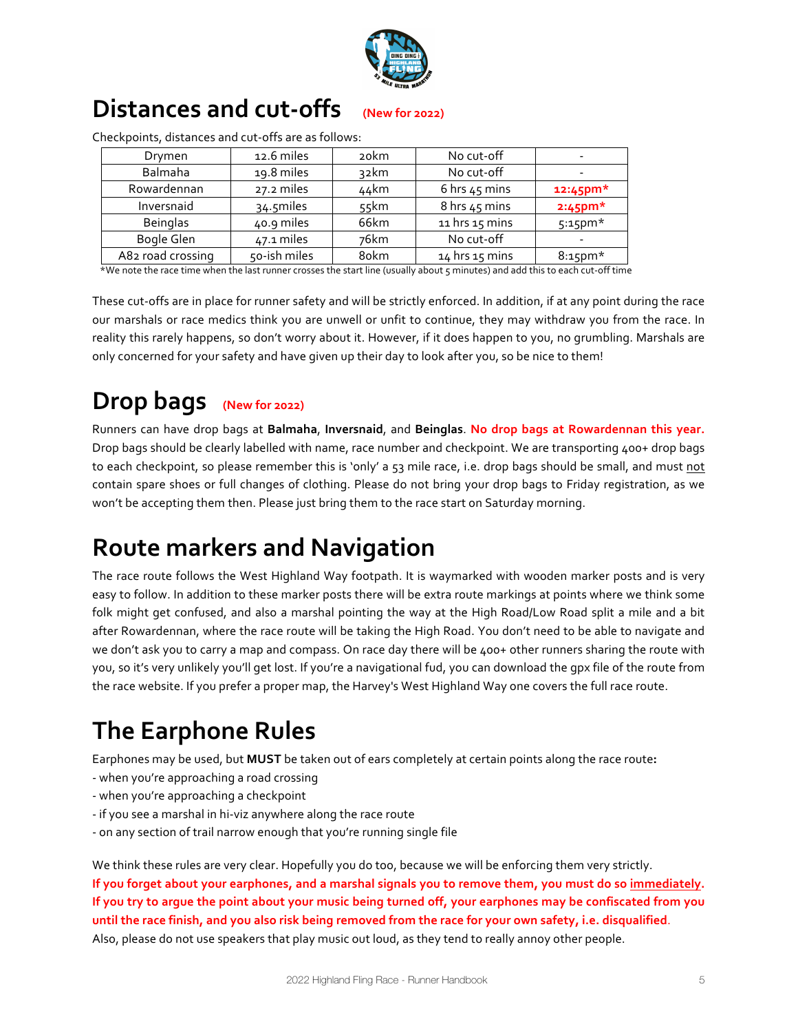## Distances and cut-offs (New for 2022)

Checkpoints, distances and cut-offs are as follows:

| Drymen | 12.6 miles | 20km | No cut-off | - |
|---|---|---|---|---|
| Balmaha | 19.8 miles | 32km | No cut-off | - |
| Rowardennan | 27.2 miles | 44km | 6 hrs 45 mins | **12:45pm*** |
| Inversnaid | 34.5miles | 55km | 8 hrs 45 mins | **2:45pm*** |
| Beinglas | 40.9 miles | 66km | 11 hrs 15 mins | 5:15pm* |
| Bogle Glen | 47.1 miles | 76km | No cut-off | - |
| A82 road crossing | 50-ish miles | 80km | 14 hrs 15 mins | 8:15pm* |

*We note the race time when the last runner crosses the start line (usually about 5 minutes) and add this to each cut-off time

These cut-offs are in place for runner safety and will be strictly enforced. In addition, if at any point during the race our marshals or race medics think you are unwell or unfit to continue, they may withdraw you from the race. In reality this rarely happens, so don't worry about it. However, if it does happen to you, no grumbling. Marshals are only concerned for your safety and have given up their day to look after you, so be nice to them!

## Drop bags (New for 2022)

Runners can have drop bags at **Balmaha**, **Inversnaid**, and **Beinglas**. **No drop bags at Rowardennan this year.** Drop bags should be clearly labelled with name, race number and checkpoint. We are transporting 400+ drop bags to each checkpoint, so please remember this is 'only' a 53 mile race, i.e. drop bags should be small, and must not contain spare shoes or full changes of clothing. Please do not bring your drop bags to Friday registration, as we won't be accepting them then. Please just bring them to the race start on Saturday morning.

## Route markers and Navigation

The race route follows the West Highland Way footpath. It is waymarked with wooden marker posts and is very easy to follow. In addition to these marker posts there will be extra route markings at points where we think some folk might get confused, and also a marshal pointing the way at the High Road/Low Road split a mile and a bit after Rowardennan, where the race route will be taking the High Road. You don't need to be able to navigate and we don't ask you to carry a map and compass. On race day there will be 400+ other runners sharing the route with you, so it's very unlikely you'll get lost. If you're a navigational fud, you can download the gpx file of the route from the race website. If you prefer a proper map, the Harvey's West Highland Way one covers the full race route.

## The Earphone Rules

Earphones may be used, but **MUST** be taken out of ears completely at certain points along the race route**:**

- when you're approaching a road crossing
- when you're approaching a checkpoint
- if you see a marshal in hi-viz anywhere along the race route
- on any section of trail narrow enough that you're running single file

We think these rules are very clear. Hopefully you do too, because we will be enforcing them very strictly.
**If you forget about your earphones, and a marshal signals you to remove them, you must do so immediately. If you try to argue the point about your music being turned off, your earphones may be confiscated from you until the race finish, and you also risk being removed from the race for your own safety, i.e. disqualified**.
Also, please do not use speakers that play music out loud, as they tend to really annoy other people.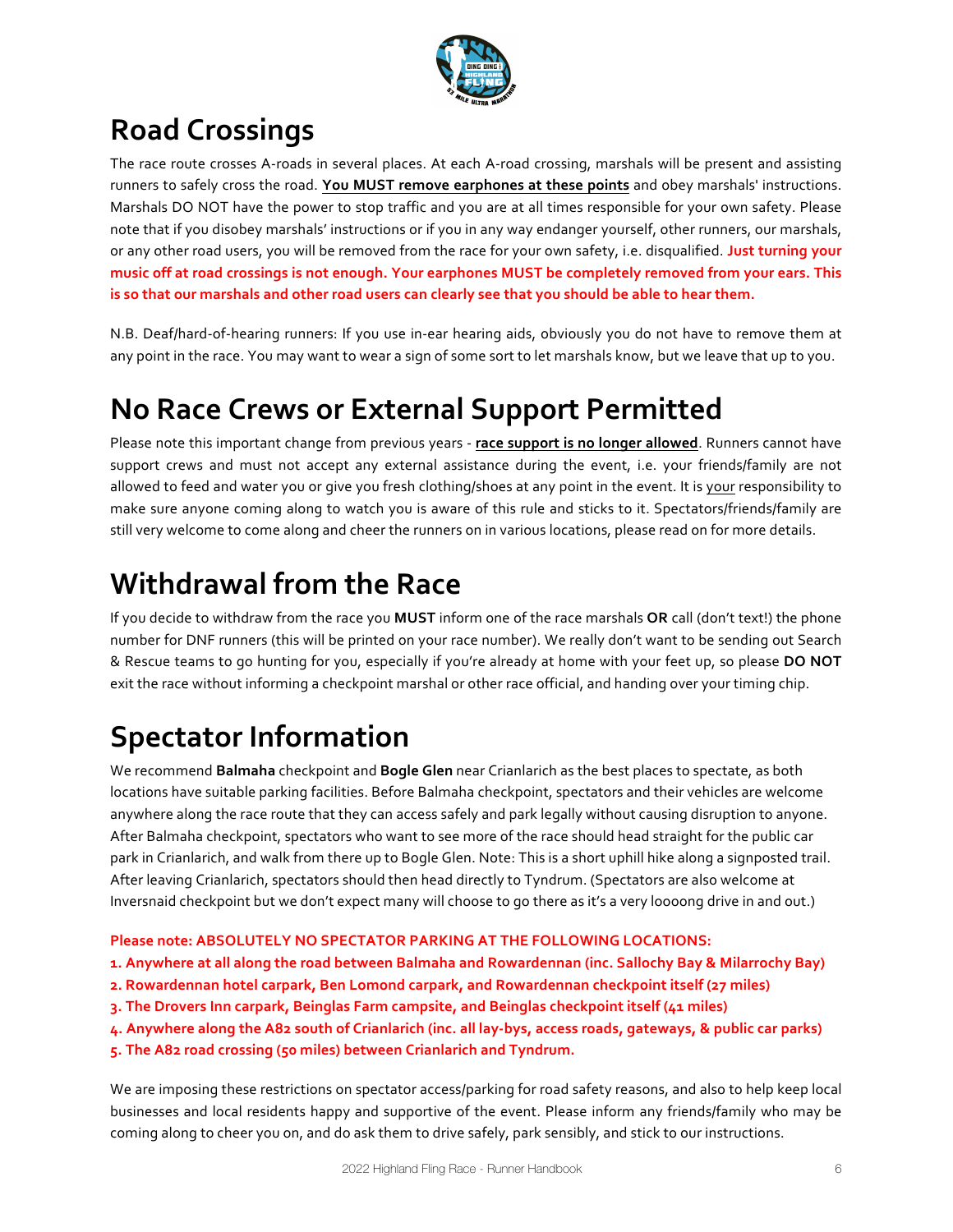## Road Crossings

The race route crosses A-roads in several places. At each A-road crossing, marshals will be present and assisting runners to safely cross the road. **You MUST remove earphones at these points** and obey marshals' instructions. Marshals DO NOT have the power to stop traffic and you are at all times responsible for your own safety. Please note that if you disobey marshals' instructions or if you in any way endanger yourself, other runners, our marshals, or any other road users, you will be removed from the race for your own safety, i.e. disqualified. **Just turning your music off at road crossings is not enough. Your earphones MUST be completely removed from your ears. This is so that our marshals and other road users can clearly see that you should be able to hear them.**

N.B. Deaf/hard-of-hearing runners: If you use in-ear hearing aids, obviously you do not have to remove them at any point in the race. You may want to wear a sign of some sort to let marshals know, but we leave that up to you.

## No Race Crews or External Support Permitted

Please note this important change from previous years - **race support is no longer allowed**. Runners cannot have support crews and must not accept any external assistance during the event, i.e. your friends/family are not allowed to feed and water you or give you fresh clothing/shoes at any point in the event. It is your responsibility to make sure anyone coming along to watch you is aware of this rule and sticks to it. Spectators/friends/family are still very welcome to come along and cheer the runners on in various locations, please read on for more details.

## Withdrawal from the Race

If you decide to withdraw from the race you **MUST** inform one of the race marshals **OR** call (don't text!) the phone number for DNF runners (this will be printed on your race number). We really don't want to be sending out Search & Rescue teams to go hunting for you, especially if you're already at home with your feet up, so please **DO NOT** exit the race without informing a checkpoint marshal or other race official, and handing over your timing chip.

## Spectator Information

We recommend **Balmaha** checkpoint and **Bogle Glen** near Crianlarich as the best places to spectate, as both locations have suitable parking facilities. Before Balmaha checkpoint, spectators and their vehicles are welcome anywhere along the race route that they can access safely and park legally without causing disruption to anyone. After Balmaha checkpoint, spectators who want to see more of the race should head straight for the public car park in Crianlarich, and walk from there up to Bogle Glen. Note: This is a short uphill hike along a signposted trail. After leaving Crianlarich, spectators should then head directly to Tyndrum. (Spectators are also welcome at Inversnaid checkpoint but we don't expect many will choose to go there as it's a very loooong drive in and out.)

**Please note: ABSOLUTELY NO SPECTATOR PARKING AT THE FOLLOWING LOCATIONS:**

1. **Anywhere at all along the road between Balmaha and Rowardennan (inc. Sallochy Bay & Milarrochy Bay)**
2. **Rowardennan hotel carpark, Ben Lomond carpark, and Rowardennan checkpoint itself (27 miles)**
3. **The Drovers Inn carpark, Beinglas Farm campsite, and Beinglas checkpoint itself (41 miles)**
4. **Anywhere along the A82 south of Crianlarich (inc. all lay-bys, access roads, gateways, & public car parks)**
5. **The A82 road crossing (50 miles) between Crianlarich and Tyndrum.**

We are imposing these restrictions on spectator access/parking for road safety reasons, and also to help keep local businesses and local residents happy and supportive of the event. Please inform any friends/family who may be coming along to cheer you on, and do ask them to drive safely, park sensibly, and stick to our instructions.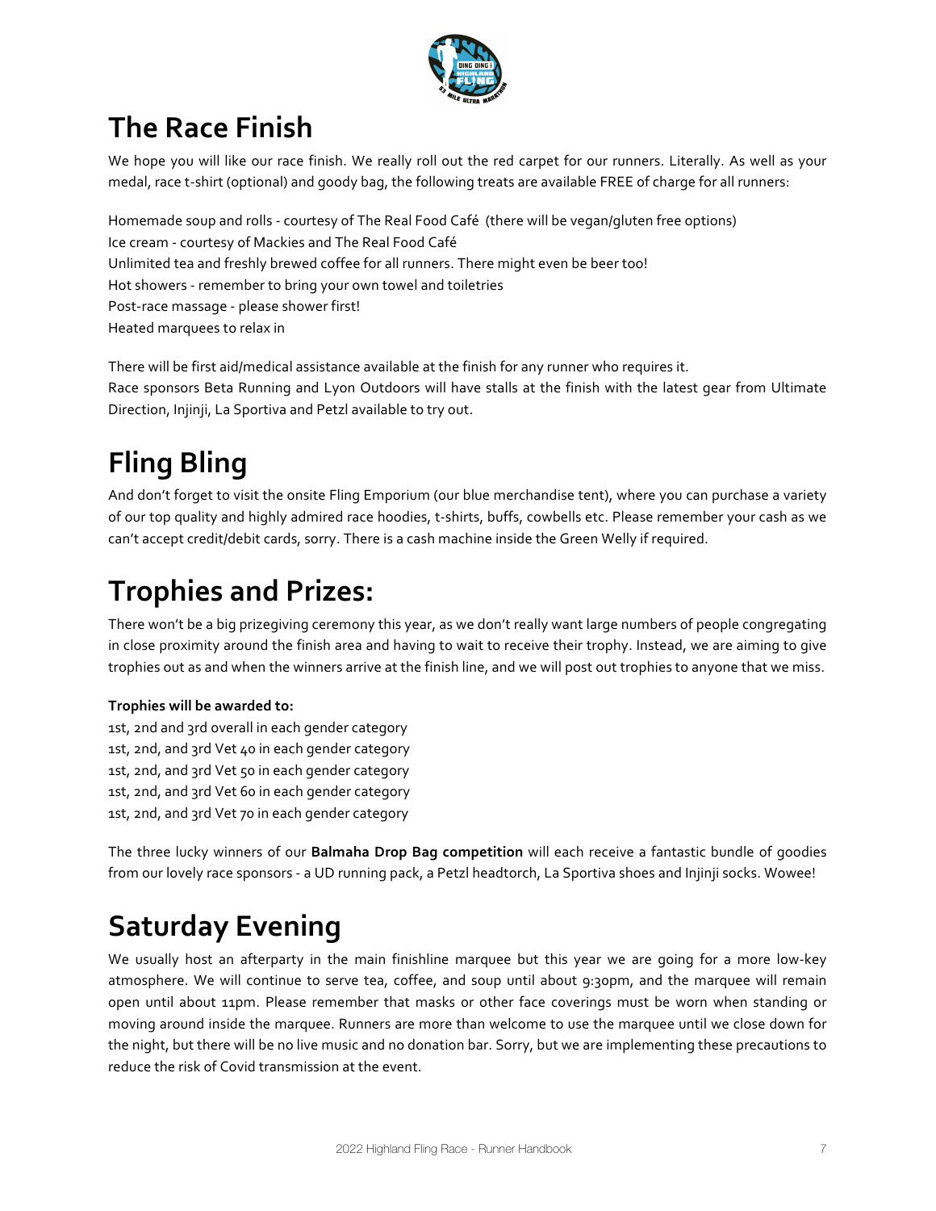# The Race Finish

We hope you will like our race finish. We really roll out the red carpet for our runners. Literally. As well as your medal, race t-shirt (optional) and goody bag, the following treats are available FREE of charge for all runners:

Homemade soup and rolls - courtesy of The Real Food Café (there will be vegan/gluten free options)
Ice cream - courtesy of Mackies and The Real Food Café
Unlimited tea and freshly brewed coffee for all runners. There might even be beer too!
Hot showers - remember to bring your own towel and toiletries
Post-race massage - please shower first!
Heated marquees to relax in

There will be first aid/medical assistance available at the finish for any runner who requires it.
Race sponsors Beta Running and Lyon Outdoors will have stalls at the finish with the latest gear from Ultimate Direction, Injinji, La Sportiva and Petzl available to try out.

# Fling Bling

And don't forget to visit the onsite Fling Emporium (our blue merchandise tent), where you can purchase a variety of our top quality and highly admired race hoodies, t-shirts, buffs, cowbells etc. Please remember your cash as we can't accept credit/debit cards, sorry. There is a cash machine inside the Green Welly if required.

# Trophies and Prizes:

There won't be a big prizegiving ceremony this year, as we don't really want large numbers of people congregating in close proximity around the finish area and having to wait to receive their trophy. Instead, we are aiming to give trophies out as and when the winners arrive at the finish line, and we will post out trophies to anyone that we miss.

**Trophies will be awarded to:**
1st, 2nd and 3rd overall in each gender category
1st, 2nd, and 3rd Vet 40 in each gender category
1st, 2nd, and 3rd Vet 50 in each gender category
1st, 2nd, and 3rd Vet 60 in each gender category
1st, 2nd, and 3rd Vet 70 in each gender category

The three lucky winners of our **Balmaha Drop Bag competition** will each receive a fantastic bundle of goodies from our lovely race sponsors - a UD running pack, a Petzl headtorch, La Sportiva shoes and Injinji socks. Wowee!

# Saturday Evening

We usually host an afterparty in the main finishline marquee but this year we are going for a more low-key atmosphere. We will continue to serve tea, coffee, and soup until about 9:30pm, and the marquee will remain open until about 11pm. Please remember that masks or other face coverings must be worn when standing or moving around inside the marquee. Runners are more than welcome to use the marquee until we close down for the night, but there will be no live music and no donation bar. Sorry, but we are implementing these precautions to reduce the risk of Covid transmission at the event.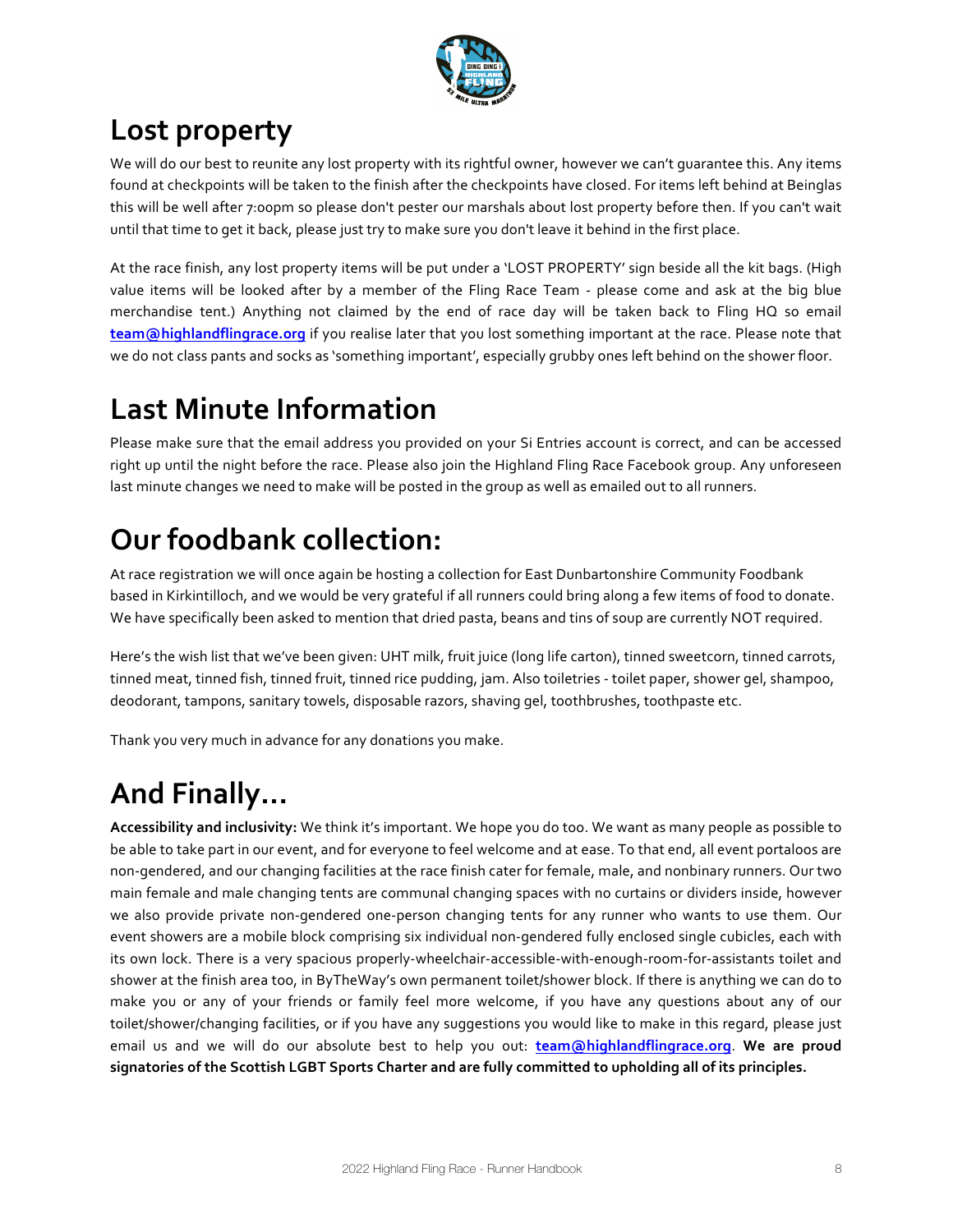## Lost property

We will do our best to reunite any lost property with its rightful owner, however we can't guarantee this. Any items found at checkpoints will be taken to the finish after the checkpoints have closed. For items left behind at Beinglas this will be well after 7:00pm so please don't pester our marshals about lost property before then. If you can't wait until that time to get it back, please just try to make sure you don't leave it behind in the first place.

At the race finish, any lost property items will be put under a 'LOST PROPERTY' sign beside all the kit bags. (High value items will be looked after by a member of the Fling Race Team - please come and ask at the big blue merchandise tent.) Anything not claimed by the end of race day will be taken back to Fling HQ so email **team@highlandflingrace.org** if you realise later that you lost something important at the race. Please note that we do not class pants and socks as 'something important', especially grubby ones left behind on the shower floor.

## Last Minute Information

Please make sure that the email address you provided on your Si Entries account is correct, and can be accessed right up until the night before the race. Please also join the Highland Fling Race Facebook group. Any unforeseen last minute changes we need to make will be posted in the group as well as emailed out to all runners.

## Our foodbank collection:

At race registration we will once again be hosting a collection for East Dunbartonshire Community Foodbank based in Kirkintilloch, and we would be very grateful if all runners could bring along a few items of food to donate. We have specifically been asked to mention that dried pasta, beans and tins of soup are currently NOT required.

Here's the wish list that we've been given: UHT milk, fruit juice (long life carton), tinned sweetcorn, tinned carrots, tinned meat, tinned fish, tinned fruit, tinned rice pudding, jam. Also toiletries - toilet paper, shower gel, shampoo, deodorant, tampons, sanitary towels, disposable razors, shaving gel, toothbrushes, toothpaste etc.

Thank you very much in advance for any donations you make.

## And Finally...

**Accessibility and inclusivity:** We think it's important. We hope you do too. We want as many people as possible to be able to take part in our event, and for everyone to feel welcome and at ease. To that end, all event portaloos are non-gendered, and our changing facilities at the race finish cater for female, male, and nonbinary runners. Our two main female and male changing tents are communal changing spaces with no curtains or dividers inside, however we also provide private non-gendered one-person changing tents for any runner who wants to use them. Our event showers are a mobile block comprising six individual non-gendered fully enclosed single cubicles, each with its own lock. There is a very spacious properly-wheelchair-accessible-with-enough-room-for-assistants toilet and shower at the finish area too, in ByTheWay's own permanent toilet/shower block. If there is anything we can do to make you or any of your friends or family feel more welcome, if you have any questions about any of our toilet/shower/changing facilities, or if you have any suggestions you would like to make in this regard, please just email us and we will do our absolute best to help you out: **team@highlandflingrace.org**. **We are proud signatories of the Scottish LGBT Sports Charter and are fully committed to upholding all of its principles.**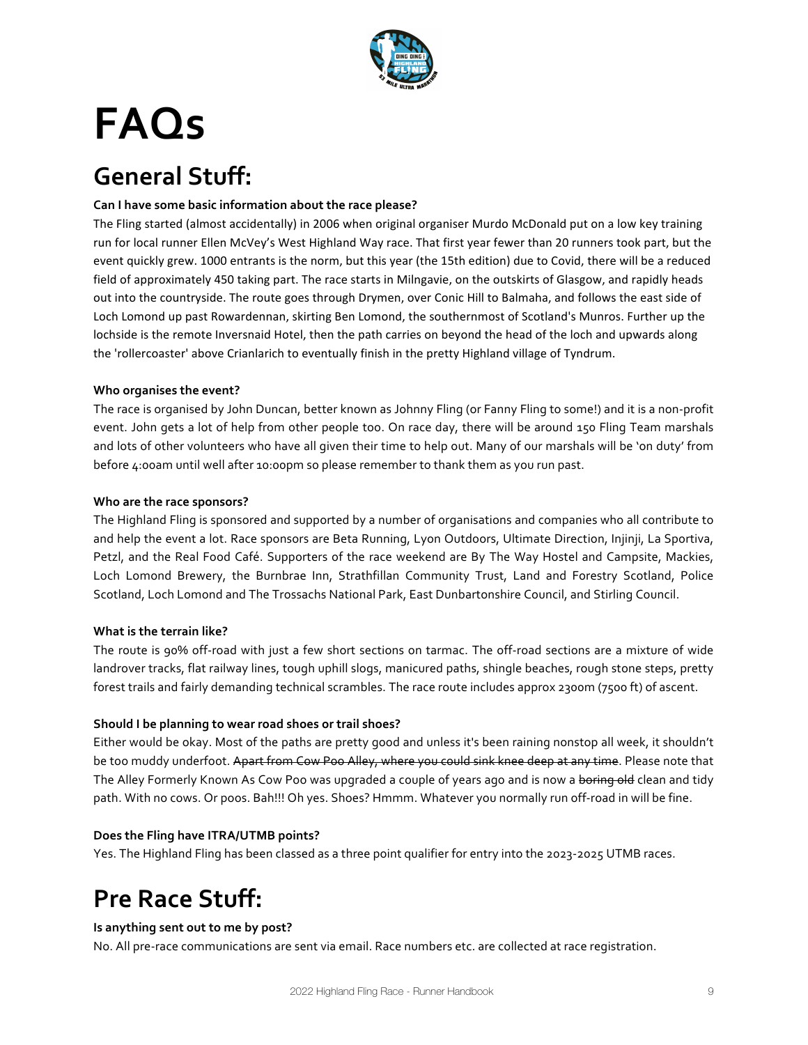# FAQs

## General Stuff:

**Can I have some basic information about the race please?**

The Fling started (almost accidentally) in 2006 when original organiser Murdo McDonald put on a low key training run for local runner Ellen McVey's West Highland Way race. That first year fewer than 20 runners took part, but the event quickly grew. 1000 entrants is the norm, but this year (the 15th edition) due to Covid, there will be a reduced field of approximately 450 taking part. The race starts in Milngavie, on the outskirts of Glasgow, and rapidly heads out into the countryside. The route goes through Drymen, over Conic Hill to Balmaha, and follows the east side of Loch Lomond up past Rowardennan, skirting Ben Lomond, the southernmost of Scotland's Munros. Further up the lochside is the remote Inversnaid Hotel, then the path carries on beyond the head of the loch and upwards along the 'rollercoaster' above Crianlarich to eventually finish in the pretty Highland village of Tyndrum.

**Who organises the event?**

The race is organised by John Duncan, better known as Johnny Fling (or Fanny Fling to some!) and it is a non-profit event. John gets a lot of help from other people too. On race day, there will be around 150 Fling Team marshals and lots of other volunteers who have all given their time to help out. Many of our marshals will be 'on duty' from before 4:00am until well after 10:00pm so please remember to thank them as you run past.

**Who are the race sponsors?**

The Highland Fling is sponsored and supported by a number of organisations and companies who all contribute to and help the event a lot. Race sponsors are Beta Running, Lyon Outdoors, Ultimate Direction, Injinji, La Sportiva, Petzl, and the Real Food Café. Supporters of the race weekend are By The Way Hostel and Campsite, Mackies, Loch Lomond Brewery, the Burnbrae Inn, Strathfillan Community Trust, Land and Forestry Scotland, Police Scotland, Loch Lomond and The Trossachs National Park, East Dunbartonshire Council, and Stirling Council.

**What is the terrain like?**

The route is 90% off-road with just a few short sections on tarmac. The off-road sections are a mixture of wide landrover tracks, flat railway lines, tough uphill slogs, manicured paths, shingle beaches, rough stone steps, pretty forest trails and fairly demanding technical scrambles. The race route includes approx 2300m (7500 ft) of ascent.

**Should I be planning to wear road shoes or trail shoes?**

Either would be okay. Most of the paths are pretty good and unless it's been raining nonstop all week, it shouldn't be too muddy underfoot. ~~Apart from Cow Poo Alley, where you could sink knee deep at any time~~. Please note that The Alley Formerly Known As Cow Poo was upgraded a couple of years ago and is now a ~~boring old~~ clean and tidy path. With no cows. Or poos. Bah!!! Oh yes. Shoes? Hmmm. Whatever you normally run off-road in will be fine.

**Does the Fling have ITRA/UTMB points?**

Yes. The Highland Fling has been classed as a three point qualifier for entry into the 2023-2025 UTMB races.

## Pre Race Stuff:

**Is anything sent out to me by post?**

No. All pre-race communications are sent via email. Race numbers etc. are collected at race registration.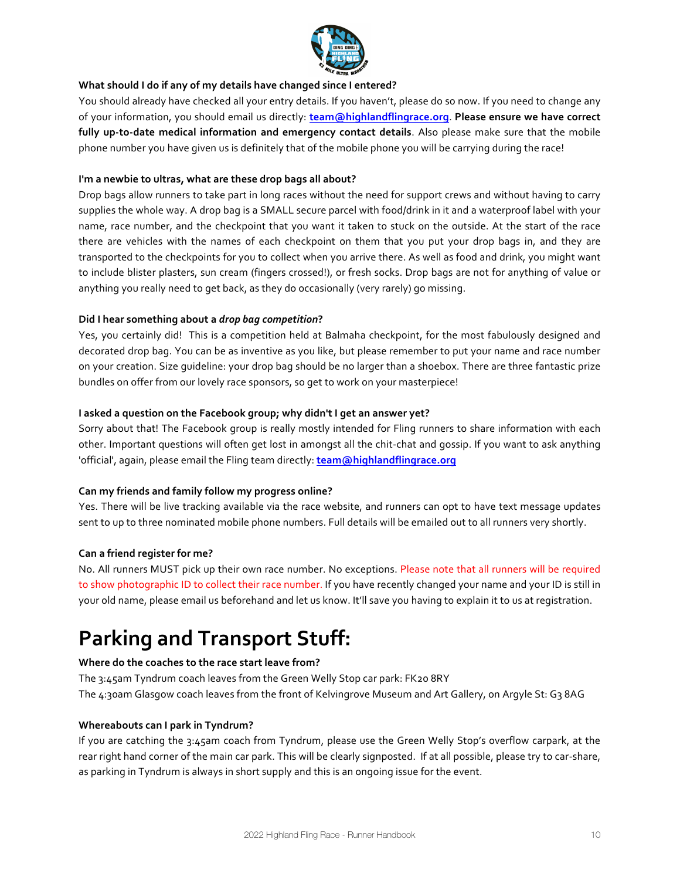**What should I do if any of my details have changed since I entered?**

You should already have checked all your entry details. If you haven't, please do so now. If you need to change any of your information, you should email us directly: **team@highlandflingrace.org**. **Please ensure we have correct fully up-to-date medical information and emergency contact details**. Also please make sure that the mobile phone number you have given us is definitely that of the mobile phone you will be carrying during the race!

**I'm a newbie to ultras, what are these drop bags all about?**

Drop bags allow runners to take part in long races without the need for support crews and without having to carry supplies the whole way. A drop bag is a SMALL secure parcel with food/drink in it and a waterproof label with your name, race number, and the checkpoint that you want it taken to stuck on the outside. At the start of the race there are vehicles with the names of each checkpoint on them that you put your drop bags in, and they are transported to the checkpoints for you to collect when you arrive there. As well as food and drink, you might want to include blister plasters, sun cream (fingers crossed!), or fresh socks. Drop bags are not for anything of value or anything you really need to get back, as they do occasionally (very rarely) go missing.

**Did I hear something about a *drop bag competition*?**

Yes, you certainly did! This is a competition held at Balmaha checkpoint, for the most fabulously designed and decorated drop bag. You can be as inventive as you like, but please remember to put your name and race number on your creation. Size guideline: your drop bag should be no larger than a shoebox. There are three fantastic prize bundles on offer from our lovely race sponsors, so get to work on your masterpiece!

**I asked a question on the Facebook group; why didn't I get an answer yet?**

Sorry about that! The Facebook group is really mostly intended for Fling runners to share information with each other. Important questions will often get lost in amongst all the chit-chat and gossip. If you want to ask anything 'official', again, please email the Fling team directly: **team@highlandflingrace.org**

**Can my friends and family follow my progress online?**

Yes. There will be live tracking available via the race website, and runners can opt to have text message updates sent to up to three nominated mobile phone numbers. Full details will be emailed out to all runners very shortly.

**Can a friend register for me?**

No. All runners MUST pick up their own race number. No exceptions. Please note that all runners will be required to show photographic ID to collect their race number. If you have recently changed your name and your ID is still in your old name, please email us beforehand and let us know. It'll save you having to explain it to us at registration.

# Parking and Transport Stuff:

**Where do the coaches to the race start leave from?**

The 3:45am Tyndrum coach leaves from the Green Welly Stop car park: FK20 8RY

The 4:30am Glasgow coach leaves from the front of Kelvingrove Museum and Art Gallery, on Argyle St: G3 8AG

**Whereabouts can I park in Tyndrum?**

If you are catching the 3:45am coach from Tyndrum, please use the Green Welly Stop's overflow carpark, at the rear right hand corner of the main car park. This will be clearly signposted. If at all possible, please try to car-share, as parking in Tyndrum is always in short supply and this is an ongoing issue for the event.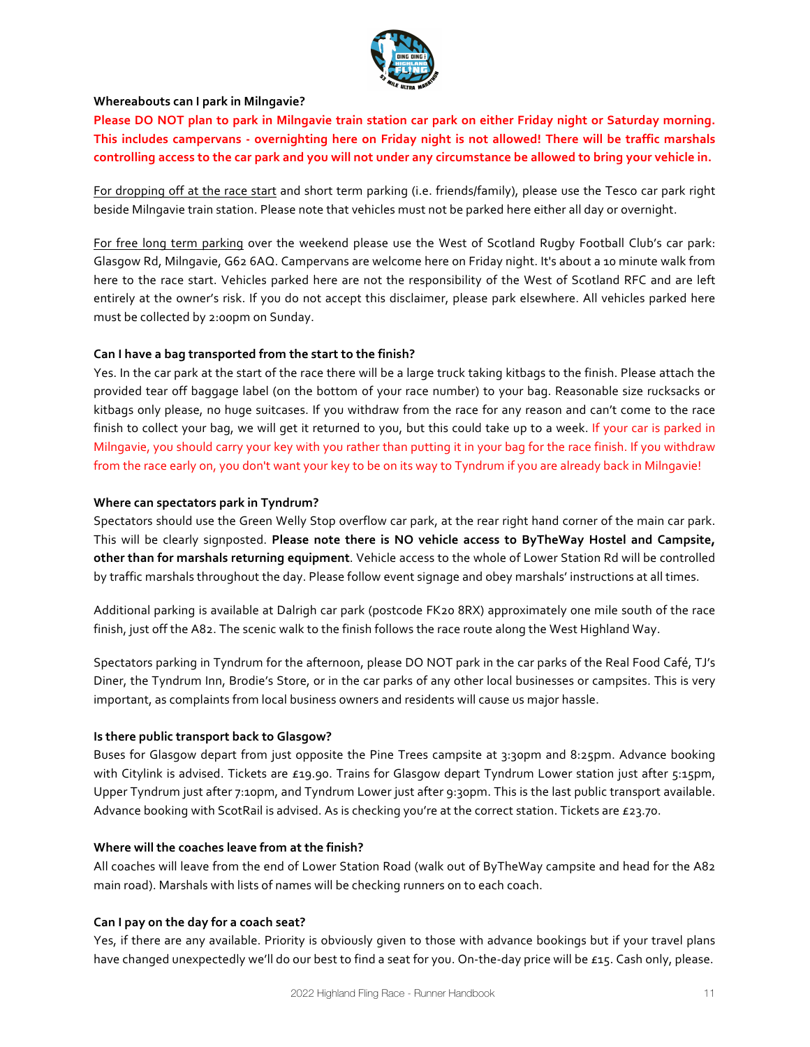**Whereabouts can I park in Milngavie?**

**Please DO NOT plan to park in Milngavie train station car park on either Friday night or Saturday morning. This includes campervans - overnighting here on Friday night is not allowed! There will be traffic marshals controlling access to the car park and you will not under any circumstance be allowed to bring your vehicle in.**

For dropping off at the race start and short term parking (i.e. friends/family), please use the Tesco car park right beside Milngavie train station. Please note that vehicles must not be parked here either all day or overnight.

For free long term parking over the weekend please use the West of Scotland Rugby Football Club's car park: Glasgow Rd, Milngavie, G62 6AQ. Campervans are welcome here on Friday night. It's about a 10 minute walk from here to the race start. Vehicles parked here are not the responsibility of the West of Scotland RFC and are left entirely at the owner's risk. If you do not accept this disclaimer, please park elsewhere. All vehicles parked here must be collected by 2:00pm on Sunday.

**Can I have a bag transported from the start to the finish?**

Yes. In the car park at the start of the race there will be a large truck taking kitbags to the finish. Please attach the provided tear off baggage label (on the bottom of your race number) to your bag. Reasonable size rucksacks or kitbags only please, no huge suitcases. If you withdraw from the race for any reason and can't come to the race finish to collect your bag, we will get it returned to you, but this could take up to a week. If your car is parked in Milngavie, you should carry your key with you rather than putting it in your bag for the race finish. If you withdraw from the race early on, you don't want your key to be on its way to Tyndrum if you are already back in Milngavie!

**Where can spectators park in Tyndrum?**

Spectators should use the Green Welly Stop overflow car park, at the rear right hand corner of the main car park. This will be clearly signposted. **Please note there is NO vehicle access to ByTheWay Hostel and Campsite, other than for marshals returning equipment**. Vehicle access to the whole of Lower Station Rd will be controlled by traffic marshals throughout the day. Please follow event signage and obey marshals' instructions at all times.

Additional parking is available at Dalrigh car park (postcode FK20 8RX) approximately one mile south of the race finish, just off the A82. The scenic walk to the finish follows the race route along the West Highland Way.

Spectators parking in Tyndrum for the afternoon, please DO NOT park in the car parks of the Real Food Café, TJ's Diner, the Tyndrum Inn, Brodie's Store, or in the car parks of any other local businesses or campsites. This is very important, as complaints from local business owners and residents will cause us major hassle.

**Is there public transport back to Glasgow?**

Buses for Glasgow depart from just opposite the Pine Trees campsite at 3:30pm and 8:25pm. Advance booking with Citylink is advised. Tickets are £19.90. Trains for Glasgow depart Tyndrum Lower station just after 5:15pm, Upper Tyndrum just after 7:10pm, and Tyndrum Lower just after 9:30pm. This is the last public transport available. Advance booking with ScotRail is advised. As is checking you're at the correct station. Tickets are £23.70.

**Where will the coaches leave from at the finish?**

All coaches will leave from the end of Lower Station Road (walk out of ByTheWay campsite and head for the A82 main road). Marshals with lists of names will be checking runners on to each coach.

**Can I pay on the day for a coach seat?**

Yes, if there are any available. Priority is obviously given to those with advance bookings but if your travel plans have changed unexpectedly we'll do our best to find a seat for you. On-the-day price will be £15. Cash only, please.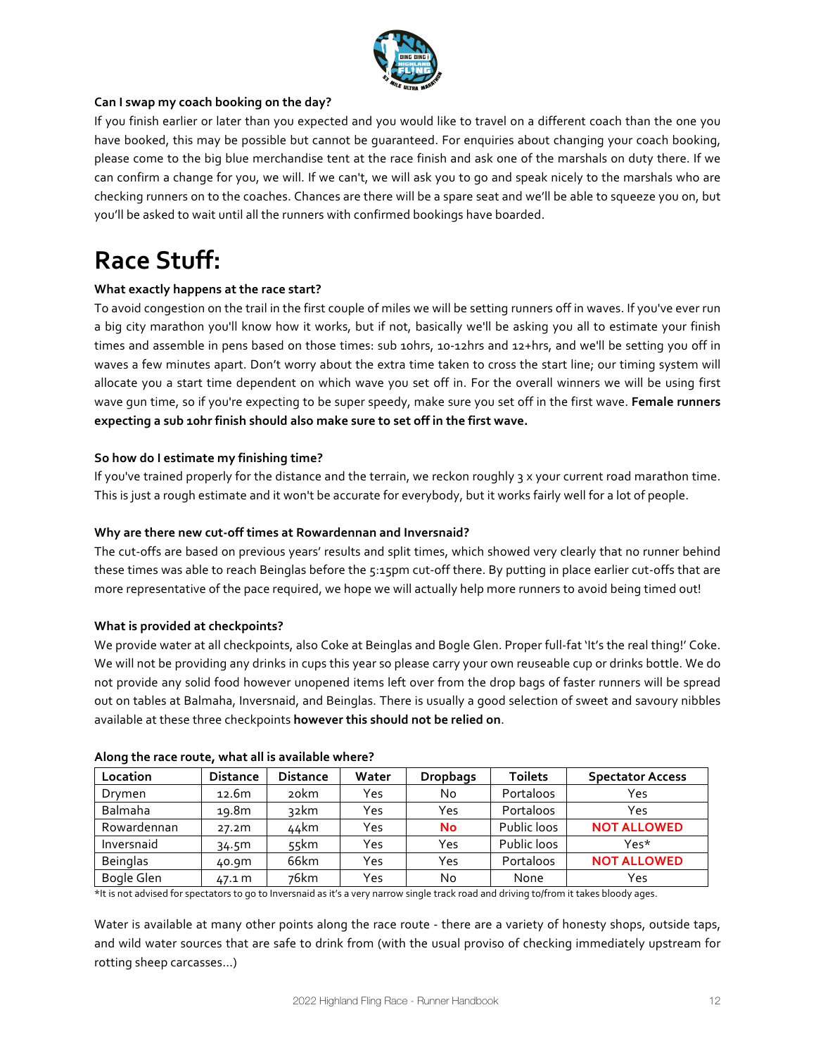**Can I swap my coach booking on the day?**

If you finish earlier or later than you expected and you would like to travel on a different coach than the one you have booked, this may be possible but cannot be guaranteed. For enquiries about changing your coach booking, please come to the big blue merchandise tent at the race finish and ask one of the marshals on duty there. If we can confirm a change for you, we will. If we can't, we will ask you to go and speak nicely to the marshals who are checking runners on to the coaches. Chances are there will be a spare seat and we'll be able to squeeze you on, but you'll be asked to wait until all the runners with confirmed bookings have boarded.

# Race Stuff:

**What exactly happens at the race start?**

To avoid congestion on the trail in the first couple of miles we will be setting runners off in waves. If you've ever run a big city marathon you'll know how it works, but if not, basically we'll be asking you all to estimate your finish times and assemble in pens based on those times: sub 10hrs, 10-12hrs and 12+hrs, and we'll be setting you off in waves a few minutes apart. Don't worry about the extra time taken to cross the start line; our timing system will allocate you a start time dependent on which wave you set off in. For the overall winners we will be using first wave gun time, so if you're expecting to be super speedy, make sure you set off in the first wave. **Female runners expecting a sub 10hr finish should also make sure to set off in the first wave.**

**So how do I estimate my finishing time?**

If you've trained properly for the distance and the terrain, we reckon roughly 3 x your current road marathon time. This is just a rough estimate and it won't be accurate for everybody, but it works fairly well for a lot of people.

**Why are there new cut-off times at Rowardennan and Inversnaid?**

The cut-offs are based on previous years' results and split times, which showed very clearly that no runner behind these times was able to reach Beinglas before the 5:15pm cut-off there. By putting in place earlier cut-offs that are more representative of the pace required, we hope we will actually help more runners to avoid being timed out!

**What is provided at checkpoints?**

We provide water at all checkpoints, also Coke at Beinglas and Bogle Glen. Proper full-fat 'It's the real thing!' Coke. We will not be providing any drinks in cups this year so please carry your own reuseable cup or drinks bottle. We do not provide any solid food however unopened items left over from the drop bags of faster runners will be spread out on tables at Balmaha, Inversnaid, and Beinglas. There is usually a good selection of sweet and savoury nibbles available at these three checkpoints **however this should not be relied on**.

**Along the race route, what all is available where?**

| Location | Distance | Distance | Water | Dropbags | Toilets | Spectator Access |
|---|---|---|---|---|---|---|
| Drymen | 12.6m | 20km | Yes | No | Portaloos | Yes |
| Balmaha | 19.8m | 32km | Yes | Yes | Portaloos | Yes |
| Rowardennan | 27.2m | 44km | Yes | **No** | Public loos | **NOT ALLOWED** |
| Inversnaid | 34.5m | 55km | Yes | Yes | Public loos | Yes* |
| Beinglas | 40.9m | 66km | Yes | Yes | Portaloos | **NOT ALLOWED** |
| Bogle Glen | 47.1 m | 76km | Yes | No | None | Yes |

*It is not advised for spectators to go to Inversnaid as it's a very narrow single track road and driving to/from it takes bloody ages.

Water is available at many other points along the race route - there are a variety of honesty shops, outside taps, and wild water sources that are safe to drink from (with the usual proviso of checking immediately upstream for rotting sheep carcasses...)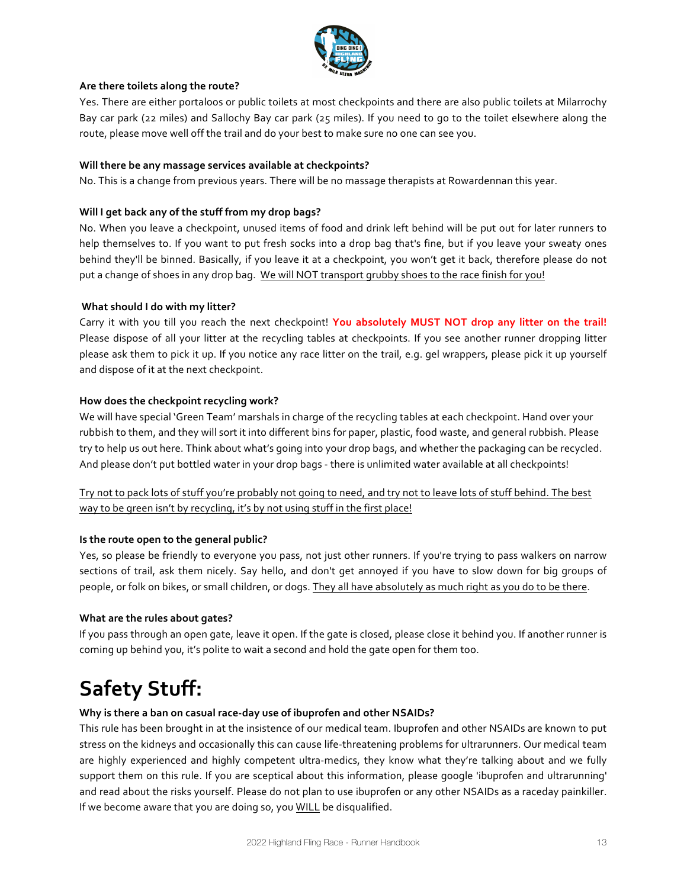**Are there toilets along the route?**

Yes. There are either portaloos or public toilets at most checkpoints and there are also public toilets at Milarrochy Bay car park (22 miles) and Sallochy Bay car park (25 miles). If you need to go to the toilet elsewhere along the route, please move well off the trail and do your best to make sure no one can see you.

**Will there be any massage services available at checkpoints?**

No. This is a change from previous years. There will be no massage therapists at Rowardennan this year.

**Will I get back any of the stuff from my drop bags?**

No. When you leave a checkpoint, unused items of food and drink left behind will be put out for later runners to help themselves to. If you want to put fresh socks into a drop bag that's fine, but if you leave your sweaty ones behind they'll be binned. Basically, if you leave it at a checkpoint, you won't get it back, therefore please do not put a change of shoes in any drop bag. <u>We will NOT transport grubby shoes to the race finish for you!</u>

**What should I do with my litter?**

Carry it with you till you reach the next checkpoint! **You absolutely MUST NOT drop any litter on the trail!** Please dispose of all your litter at the recycling tables at checkpoints. If you see another runner dropping litter please ask them to pick it up. If you notice any race litter on the trail, e.g. gel wrappers, please pick it up yourself and dispose of it at the next checkpoint.

**How does the checkpoint recycling work?**

We will have special 'Green Team' marshals in charge of the recycling tables at each checkpoint. Hand over your rubbish to them, and they will sort it into different bins for paper, plastic, food waste, and general rubbish. Please try to help us out here. Think about what's going into your drop bags, and whether the packaging can be recycled. And please don't put bottled water in your drop bags - there is unlimited water available at all checkpoints!

<u>Try not to pack lots of stuff you're probably not going to need, and try not to leave lots of stuff behind. The best way to be green isn't by recycling, it's by not using stuff in the first place!</u>

**Is the route open to the general public?**

Yes, so please be friendly to everyone you pass, not just other runners. If you're trying to pass walkers on narrow sections of trail, ask them nicely. Say hello, and don't get annoyed if you have to slow down for big groups of people, or folk on bikes, or small children, or dogs. <u>They all have absolutely as much right as you do to be there</u>.

**What are the rules about gates?**

If you pass through an open gate, leave it open. If the gate is closed, please close it behind you. If another runner is coming up behind you, it's polite to wait a second and hold the gate open for them too.

# Safety Stuff:

**Why is there a ban on casual race-day use of ibuprofen and other NSAIDs?**

This rule has been brought in at the insistence of our medical team. Ibuprofen and other NSAIDs are known to put stress on the kidneys and occasionally this can cause life-threatening problems for ultrarunners. Our medical team are highly experienced and highly competent ultra-medics, they know what they're talking about and we fully support them on this rule. If you are sceptical about this information, please google 'ibuprofen and ultrarunning' and read about the risks yourself. Please do not plan to use ibuprofen or any other NSAIDs as a raceday painkiller. If we become aware that you are doing so, you <u>WILL</u> be disqualified.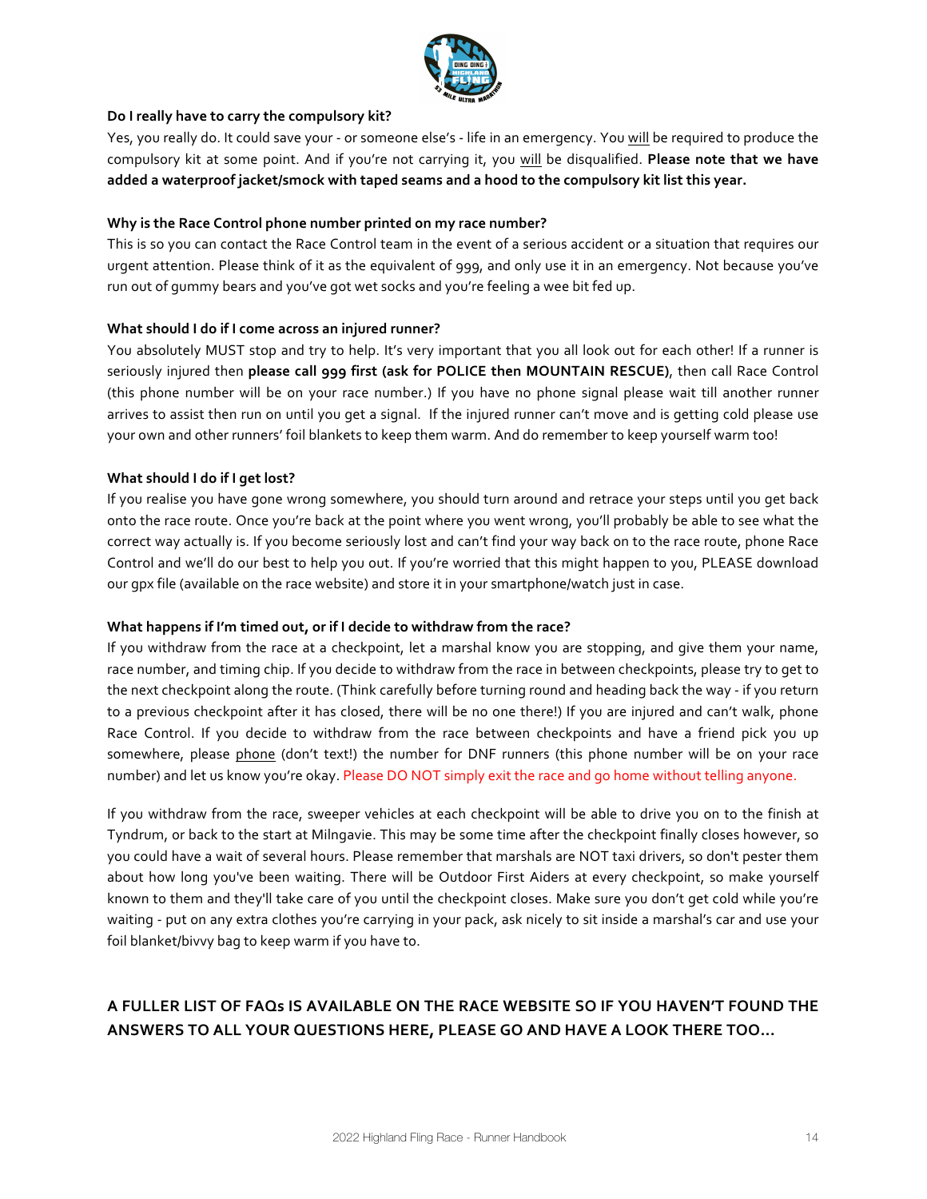### Do I really have to carry the compulsory kit?

Yes, you really do. It could save your - or someone else's - life in an emergency. You will be required to produce the compulsory kit at some point. And if you're not carrying it, you will be disqualified. **Please note that we have added a waterproof jacket/smock with taped seams and a hood to the compulsory kit list this year.**

### Why is the Race Control phone number printed on my race number?

This is so you can contact the Race Control team in the event of a serious accident or a situation that requires our urgent attention. Please think of it as the equivalent of 999, and only use it in an emergency. Not because you've run out of gummy bears and you've got wet socks and you're feeling a wee bit fed up.

### What should I do if I come across an injured runner?

You absolutely MUST stop and try to help. It's very important that you all look out for each other! If a runner is seriously injured then **please call 999 first (ask for POLICE then MOUNTAIN RESCUE)**, then call Race Control (this phone number will be on your race number.) If you have no phone signal please wait till another runner arrives to assist then run on until you get a signal. If the injured runner can't move and is getting cold please use your own and other runners' foil blankets to keep them warm. And do remember to keep yourself warm too!

### What should I do if I get lost?

If you realise you have gone wrong somewhere, you should turn around and retrace your steps until you get back onto the race route. Once you're back at the point where you went wrong, you'll probably be able to see what the correct way actually is. If you become seriously lost and can't find your way back on to the race route, phone Race Control and we'll do our best to help you out. If you're worried that this might happen to you, PLEASE download our gpx file (available on the race website) and store it in your smartphone/watch just in case.

### What happens if I'm timed out, or if I decide to withdraw from the race?

If you withdraw from the race at a checkpoint, let a marshal know you are stopping, and give them your name, race number, and timing chip. If you decide to withdraw from the race in between checkpoints, please try to get to the next checkpoint along the route. (Think carefully before turning round and heading back the way - if you return to a previous checkpoint after it has closed, there will be no one there!) If you are injured and can't walk, phone Race Control. If you decide to withdraw from the race between checkpoints and have a friend pick you up somewhere, please phone (don't text!) the number for DNF runners (this phone number will be on your race number) and let us know you're okay. Please DO NOT simply exit the race and go home without telling anyone.

If you withdraw from the race, sweeper vehicles at each checkpoint will be able to drive you on to the finish at Tyndrum, or back to the start at Milngavie. This may be some time after the checkpoint finally closes however, so you could have a wait of several hours. Please remember that marshals are NOT taxi drivers, so don't pester them about how long you've been waiting. There will be Outdoor First Aiders at every checkpoint, so make yourself known to them and they'll take care of you until the checkpoint closes. Make sure you don't get cold while you're waiting - put on any extra clothes you're carrying in your pack, ask nicely to sit inside a marshal's car and use your foil blanket/bivvy bag to keep warm if you have to.

## A FULLER LIST OF FAQs IS AVAILABLE ON THE RACE WEBSITE SO IF YOU HAVEN'T FOUND THE ANSWERS TO ALL YOUR QUESTIONS HERE, PLEASE GO AND HAVE A LOOK THERE TOO…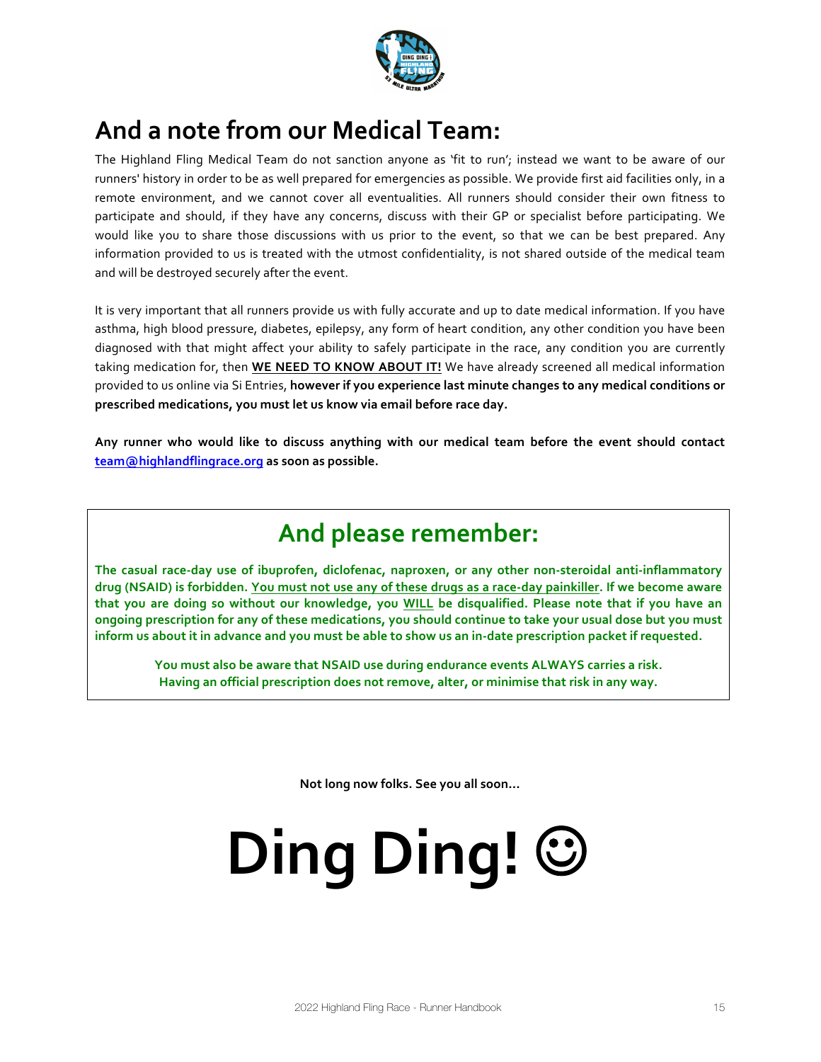## And a note from our Medical Team:

The Highland Fling Medical Team do not sanction anyone as 'fit to run'; instead we want to be aware of our runners' history in order to be as well prepared for emergencies as possible. We provide first aid facilities only, in a remote environment, and we cannot cover all eventualities. All runners should consider their own fitness to participate and should, if they have any concerns, discuss with their GP or specialist before participating. We would like you to share those discussions with us prior to the event, so that we can be best prepared. Any information provided to us is treated with the utmost confidentiality, is not shared outside of the medical team and will be destroyed securely after the event.

It is very important that all runners provide us with fully accurate and up to date medical information. If you have asthma, high blood pressure, diabetes, epilepsy, any form of heart condition, any other condition you have been diagnosed with that might affect your ability to safely participate in the race, any condition you are currently taking medication for, then **WE NEED TO KNOW ABOUT IT!** We have already screened all medical information provided to us online via Si Entries, **however if you experience last minute changes to any medical conditions or prescribed medications, you must let us know via email before race day.**

**Any runner who would like to discuss anything with our medical team before the event should contact team@highlandflingrace.org as soon as possible.**

## And please remember:

**The casual race-day use of ibuprofen, diclofenac, naproxen, or any other non-steroidal anti-inflammatory drug (NSAID) is forbidden. You must not use any of these drugs as a race-day painkiller. If we become aware that you are doing so without our knowledge, you WILL be disqualified. Please note that if you have an ongoing prescription for any of these medications, you should continue to take your usual dose but you must inform us about it in advance and you must be able to show us an in-date prescription packet if requested.**

**You must also be aware that NSAID use during endurance events ALWAYS carries a risk. Having an official prescription does not remove, alter, or minimise that risk in any way.**

**Not long now folks. See you all soon…**

# Ding Ding! ☺